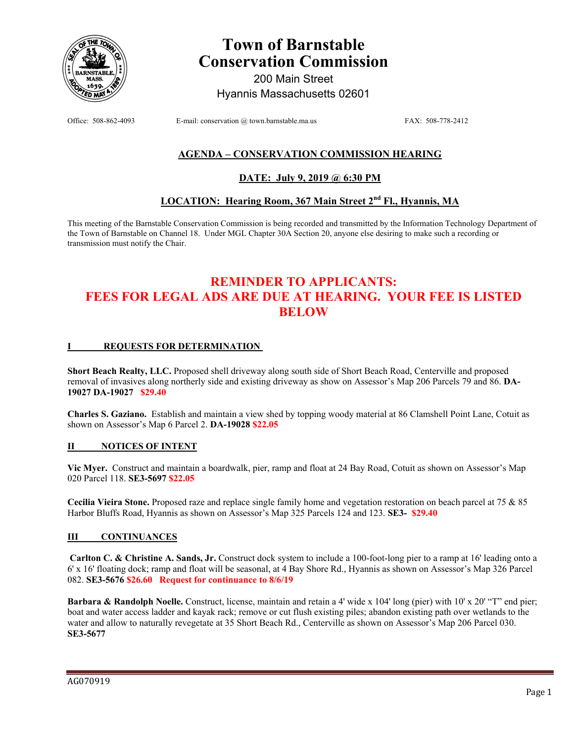# Town of Barnstable
# Conservation Commission

200 Main Street
Hyannis Massachusetts 02601

Office: 508-862-4093 E-mail: conservation @ town.barnstable.ma.us FAX: 508-778-2412

## AGENDA – CONSERVATION COMMISSION HEARING

### DATE: July 9, 2019 @ 6:30 PM

### LOCATION: Hearing Room, 367 Main Street 2nd Fl., Hyannis, MA

This meeting of the Barnstable Conservation Commission is being recorded and transmitted by the Information Technology Department of the Town of Barnstable on Channel 18. Under MGL Chapter 30A Section 20, anyone else desiring to make such a recording or transmission must notify the Chair.

## REMINDER TO APPLICANTS: FEES FOR LEGAL ADS ARE DUE AT HEARING. YOUR FEE IS LISTED BELOW

### I REQUESTS FOR DETERMINATION

**Short Beach Realty, LLC.** Proposed shell driveway along south side of Short Beach Road, Centerville and proposed removal of invasives along northerly side and existing driveway as show on Assessor's Map 206 Parcels 79 and 86. **DA-19027 DA-19027** **$29.40**

**Charles S. Gaziano.** Establish and maintain a view shed by topping woody material at 86 Clamshell Point Lane, Cotuit as shown on Assessor's Map 6 Parcel 2. **DA-19028** **$22.05**

### II NOTICES OF INTENT

**Vic Myer.** Construct and maintain a boardwalk, pier, ramp and float at 24 Bay Road, Cotuit as shown on Assessor's Map 020 Parcel 118. **SE3-5697** **$22.05**

**Cecilia Vieira Stone.** Proposed raze and replace single family home and vegetation restoration on beach parcel at 75 & 85 Harbor Bluffs Road, Hyannis as shown on Assessor's Map 325 Parcels 124 and 123. **SE3-** **$29.40**

### III CONTINUANCES

**Carlton C. & Christine A. Sands, Jr.** Construct dock system to include a 100-foot-long pier to a ramp at 16' leading onto a 6' x 16' floating dock; ramp and float will be seasonal, at 4 Bay Shore Rd., Hyannis as shown on Assessor's Map 326 Parcel 082. **SE3-5676** **$26.60** **Request for continuance to 8/6/19**

**Barbara & Randolph Noelle.** Construct, license, maintain and retain a 4' wide x 104' long (pier) with 10' x 20' "T" end pier; boat and water access ladder and kayak rack; remove or cut flush existing piles; abandon existing path over wetlands to the water and allow to naturally revegetate at 35 Short Beach Rd., Centerville as shown on Assessor's Map 206 Parcel 030. **SE3-5677**

AG070919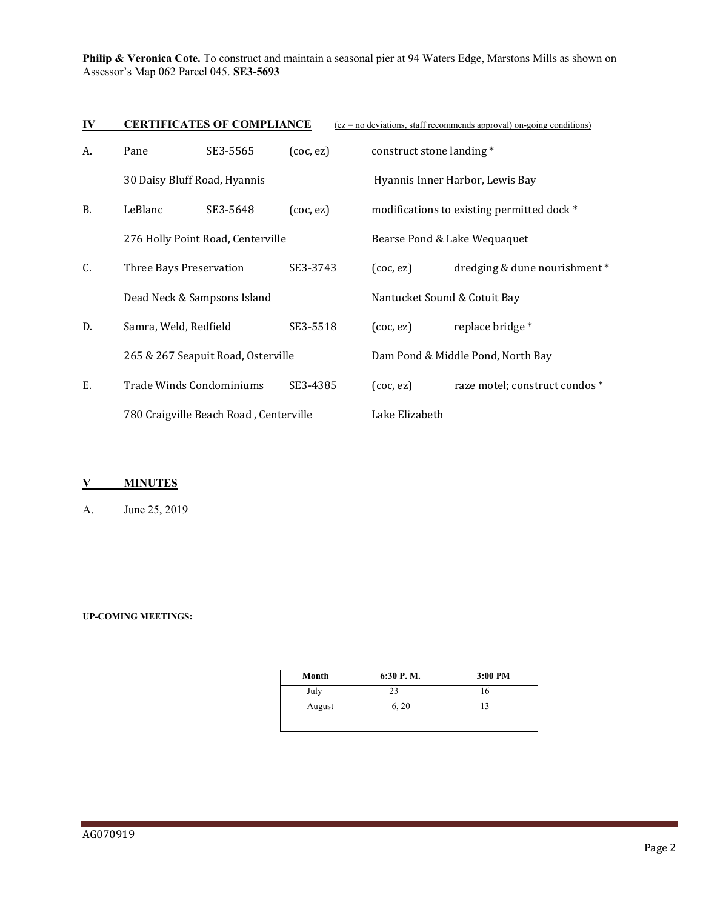**Philip & Veronica Cote.** To construct and maintain a seasonal pier at 94 Waters Edge, Marstons Mills as shown on Assessor's Map 062 Parcel 045. **SE3-5693**

## IV CERTIFICATES OF COMPLIANCE

(ez = no deviations, staff recommends approval) on-going conditions)

A. Pane SE3-5565 (coc, ez) construct stone landing *

30 Daisy Bluff Road, Hyannis — Hyannis Inner Harbor, Lewis Bay

B. LeBlanc SE3-5648 (coc, ez) modifications to existing permitted dock *

276 Holly Point Road, Centerville — Bearse Pond & Lake Wequaquet

C. Three Bays Preservation SE3-3743 (coc, ez) dredging & dune nourishment *

Dead Neck & Sampsons Island — Nantucket Sound & Cotuit Bay

D. Samra, Weld, Redfield SE3-5518 (coc, ez) replace bridge *

265 & 267 Seapuit Road, Osterville — Dam Pond & Middle Pond, North Bay

E. Trade Winds Condominiums SE3-4385 (coc, ez) raze motel; construct condos *

780 Craigville Beach Road , Centerville — Lake Elizabeth

## V MINUTES

A. June 25, 2019

**UP-COMING MEETINGS:**

| Month | 6:30 P. M. | 3:00 PM |
| --- | --- | --- |
| July | 23 | 16 |
| August | 6, 20 | 13 |
| | | |

AG070919